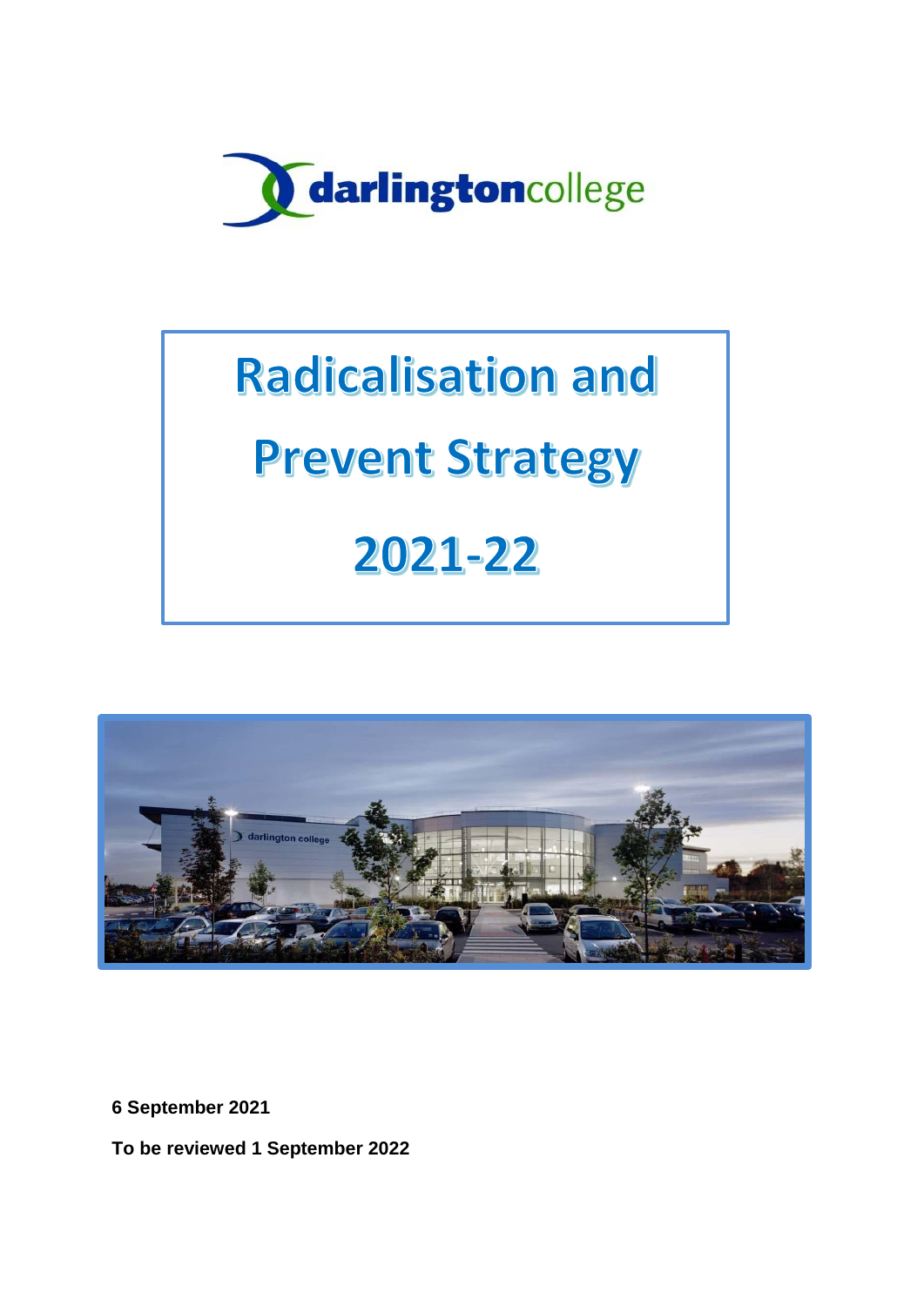darlingtoncollege

# Radicalisation and Prevent Strategy 2021-22

**6 September 2021**

**To be reviewed 1 September 2022**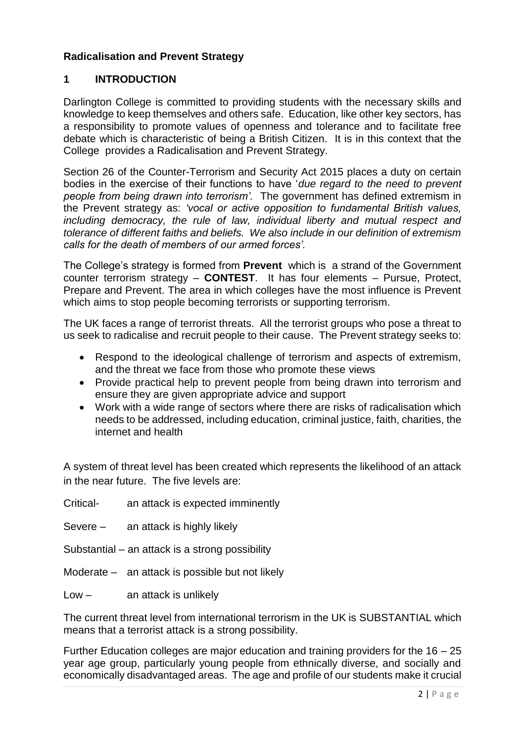**Radicalisation and Prevent Strategy**

## 1 INTRODUCTION

Darlington College is committed to providing students with the necessary skills and knowledge to keep themselves and others safe. Education, like other key sectors, has a responsibility to promote values of openness and tolerance and to facilitate free debate which is characteristic of being a British Citizen. It is in this context that the College provides a Radicalisation and Prevent Strategy.

Section 26 of the Counter-Terrorism and Security Act 2015 places a duty on certain bodies in the exercise of their functions to have '*due regard to the need to prevent people from being drawn into terrorism'*. The government has defined extremism in the Prevent strategy as: *'vocal or active opposition to fundamental British values, including democracy, the rule of law, individual liberty and mutual respect and tolerance of different faiths and beliefs. We also include in our definition of extremism calls for the death of members of our armed forces'.*

The College's strategy is formed from **Prevent** which is a strand of the Government counter terrorism strategy – **CONTEST**. It has four elements – Pursue, Protect, Prepare and Prevent. The area in which colleges have the most influence is Prevent which aims to stop people becoming terrorists or supporting terrorism.

The UK faces a range of terrorist threats. All the terrorist groups who pose a threat to us seek to radicalise and recruit people to their cause. The Prevent strategy seeks to:

- Respond to the ideological challenge of terrorism and aspects of extremism, and the threat we face from those who promote these views
- Provide practical help to prevent people from being drawn into terrorism and ensure they are given appropriate advice and support
- Work with a wide range of sectors where there are risks of radicalisation which needs to be addressed, including education, criminal justice, faith, charities, the internet and health

A system of threat level has been created which represents the likelihood of an attack in the near future. The five levels are:

Critical- an attack is expected imminently

Severe – an attack is highly likely

Substantial – an attack is a strong possibility

Moderate – an attack is possible but not likely

Low – an attack is unlikely

The current threat level from international terrorism in the UK is SUBSTANTIAL which means that a terrorist attack is a strong possibility.

Further Education colleges are major education and training providers for the 16 – 25 year age group, particularly young people from ethnically diverse, and socially and economically disadvantaged areas. The age and profile of our students make it crucial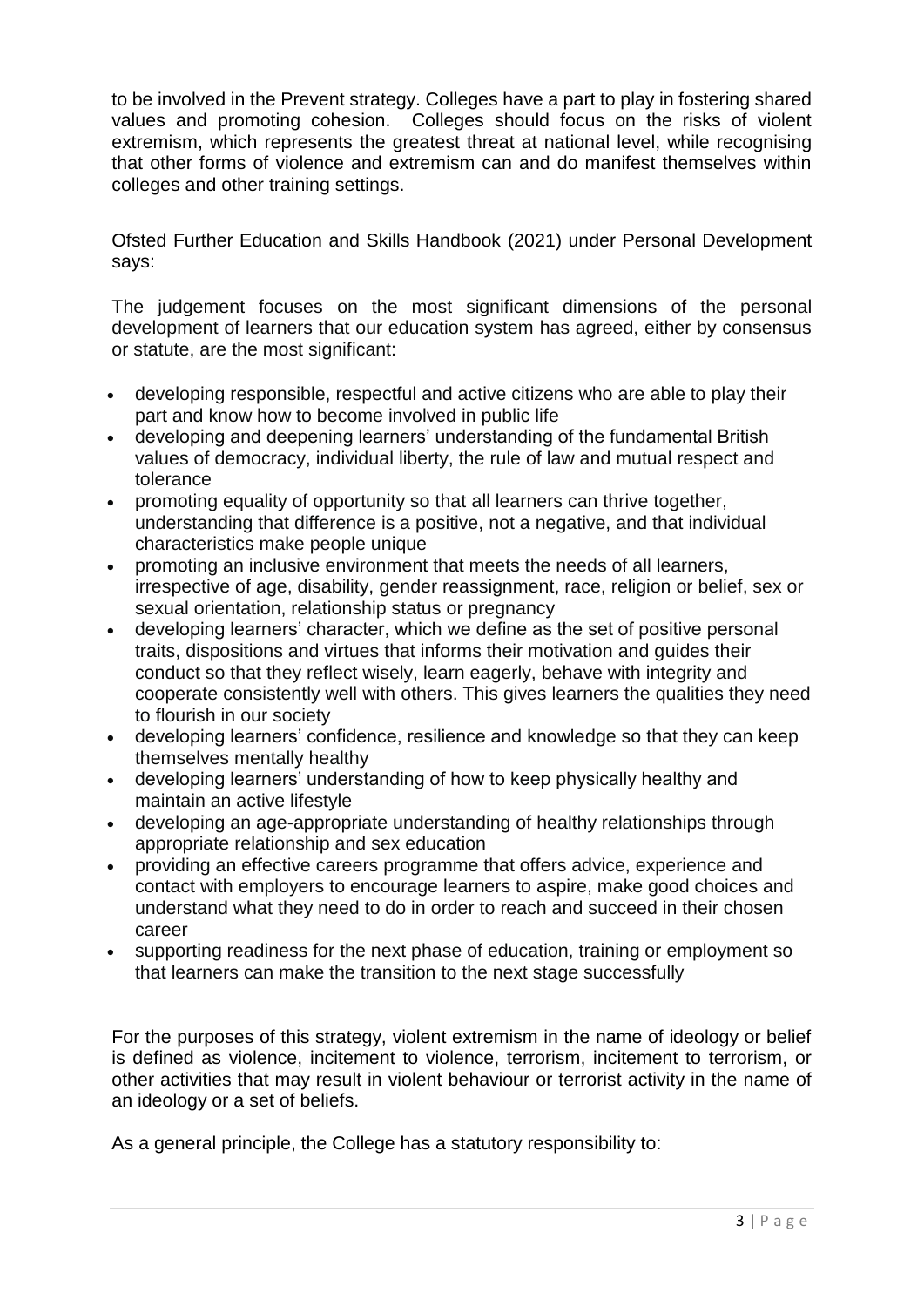to be involved in the Prevent strategy. Colleges have a part to play in fostering shared values and promoting cohesion. Colleges should focus on the risks of violent extremism, which represents the greatest threat at national level, while recognising that other forms of violence and extremism can and do manifest themselves within colleges and other training settings.

Ofsted Further Education and Skills Handbook (2021) under Personal Development says:

The judgement focuses on the most significant dimensions of the personal development of learners that our education system has agreed, either by consensus or statute, are the most significant:

- developing responsible, respectful and active citizens who are able to play their part and know how to become involved in public life
- developing and deepening learners' understanding of the fundamental British values of democracy, individual liberty, the rule of law and mutual respect and tolerance
- promoting equality of opportunity so that all learners can thrive together, understanding that difference is a positive, not a negative, and that individual characteristics make people unique
- promoting an inclusive environment that meets the needs of all learners, irrespective of age, disability, gender reassignment, race, religion or belief, sex or sexual orientation, relationship status or pregnancy
- developing learners' character, which we define as the set of positive personal traits, dispositions and virtues that informs their motivation and guides their conduct so that they reflect wisely, learn eagerly, behave with integrity and cooperate consistently well with others. This gives learners the qualities they need to flourish in our society
- developing learners' confidence, resilience and knowledge so that they can keep themselves mentally healthy
- developing learners' understanding of how to keep physically healthy and maintain an active lifestyle
- developing an age-appropriate understanding of healthy relationships through appropriate relationship and sex education
- providing an effective careers programme that offers advice, experience and contact with employers to encourage learners to aspire, make good choices and understand what they need to do in order to reach and succeed in their chosen career
- supporting readiness for the next phase of education, training or employment so that learners can make the transition to the next stage successfully

For the purposes of this strategy, violent extremism in the name of ideology or belief is defined as violence, incitement to violence, terrorism, incitement to terrorism, or other activities that may result in violent behaviour or terrorist activity in the name of an ideology or a set of beliefs.

As a general principle, the College has a statutory responsibility to: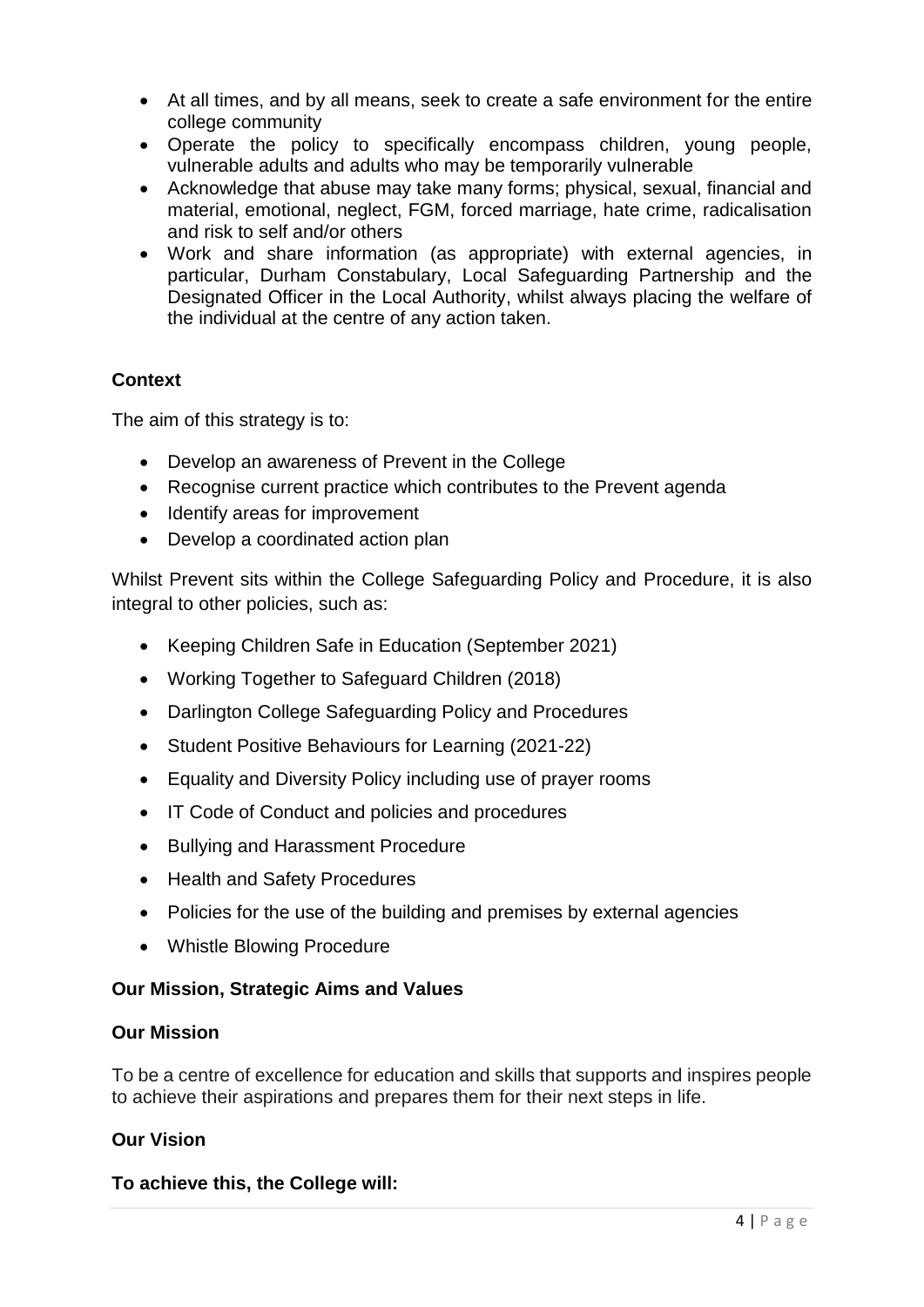- At all times, and by all means, seek to create a safe environment for the entire college community
- Operate the policy to specifically encompass children, young people, vulnerable adults and adults who may be temporarily vulnerable
- Acknowledge that abuse may take many forms; physical, sexual, financial and material, emotional, neglect, FGM, forced marriage, hate crime, radicalisation and risk to self and/or others
- Work and share information (as appropriate) with external agencies, in particular, Durham Constabulary, Local Safeguarding Partnership and the Designated Officer in the Local Authority, whilst always placing the welfare of the individual at the centre of any action taken.

**Context**

The aim of this strategy is to:

- Develop an awareness of Prevent in the College
- Recognise current practice which contributes to the Prevent agenda
- Identify areas for improvement
- Develop a coordinated action plan

Whilst Prevent sits within the College Safeguarding Policy and Procedure, it is also integral to other policies, such as:

- Keeping Children Safe in Education (September 2021)
- Working Together to Safeguard Children (2018)
- Darlington College Safeguarding Policy and Procedures
- Student Positive Behaviours for Learning (2021-22)
- Equality and Diversity Policy including use of prayer rooms
- IT Code of Conduct and policies and procedures
- Bullying and Harassment Procedure
- Health and Safety Procedures
- Policies for the use of the building and premises by external agencies
- Whistle Blowing Procedure

**Our Mission, Strategic Aims and Values**

**Our Mission**

To be a centre of excellence for education and skills that supports and inspires people to achieve their aspirations and prepares them for their next steps in life.

**Our Vision**

**To achieve this, the College will:**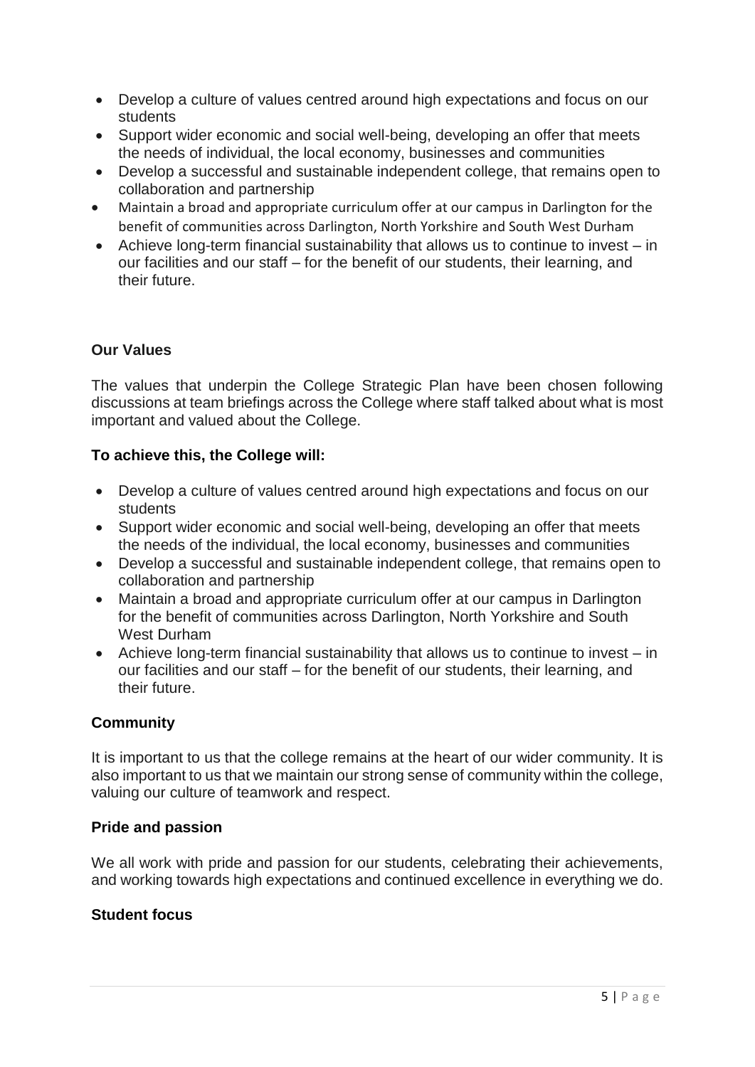- Develop a culture of values centred around high expectations and focus on our students
- Support wider economic and social well-being, developing an offer that meets the needs of individual, the local economy, businesses and communities
- Develop a successful and sustainable independent college, that remains open to collaboration and partnership
- Maintain a broad and appropriate curriculum offer at our campus in Darlington for the benefit of communities across Darlington, North Yorkshire and South West Durham
- Achieve long-term financial sustainability that allows us to continue to invest – in our facilities and our staff – for the benefit of our students, their learning, and their future.

### Our Values

The values that underpin the College Strategic Plan have been chosen following discussions at team briefings across the College where staff talked about what is most important and valued about the College.

### To achieve this, the College will:

- Develop a culture of values centred around high expectations and focus on our students
- Support wider economic and social well-being, developing an offer that meets the needs of the individual, the local economy, businesses and communities
- Develop a successful and sustainable independent college, that remains open to collaboration and partnership
- Maintain a broad and appropriate curriculum offer at our campus in Darlington for the benefit of communities across Darlington, North Yorkshire and South West Durham
- Achieve long-term financial sustainability that allows us to continue to invest – in our facilities and our staff – for the benefit of our students, their learning, and their future.

### Community

It is important to us that the college remains at the heart of our wider community. It is also important to us that we maintain our strong sense of community within the college, valuing our culture of teamwork and respect.

### Pride and passion

We all work with pride and passion for our students, celebrating their achievements, and working towards high expectations and continued excellence in everything we do.

### Student focus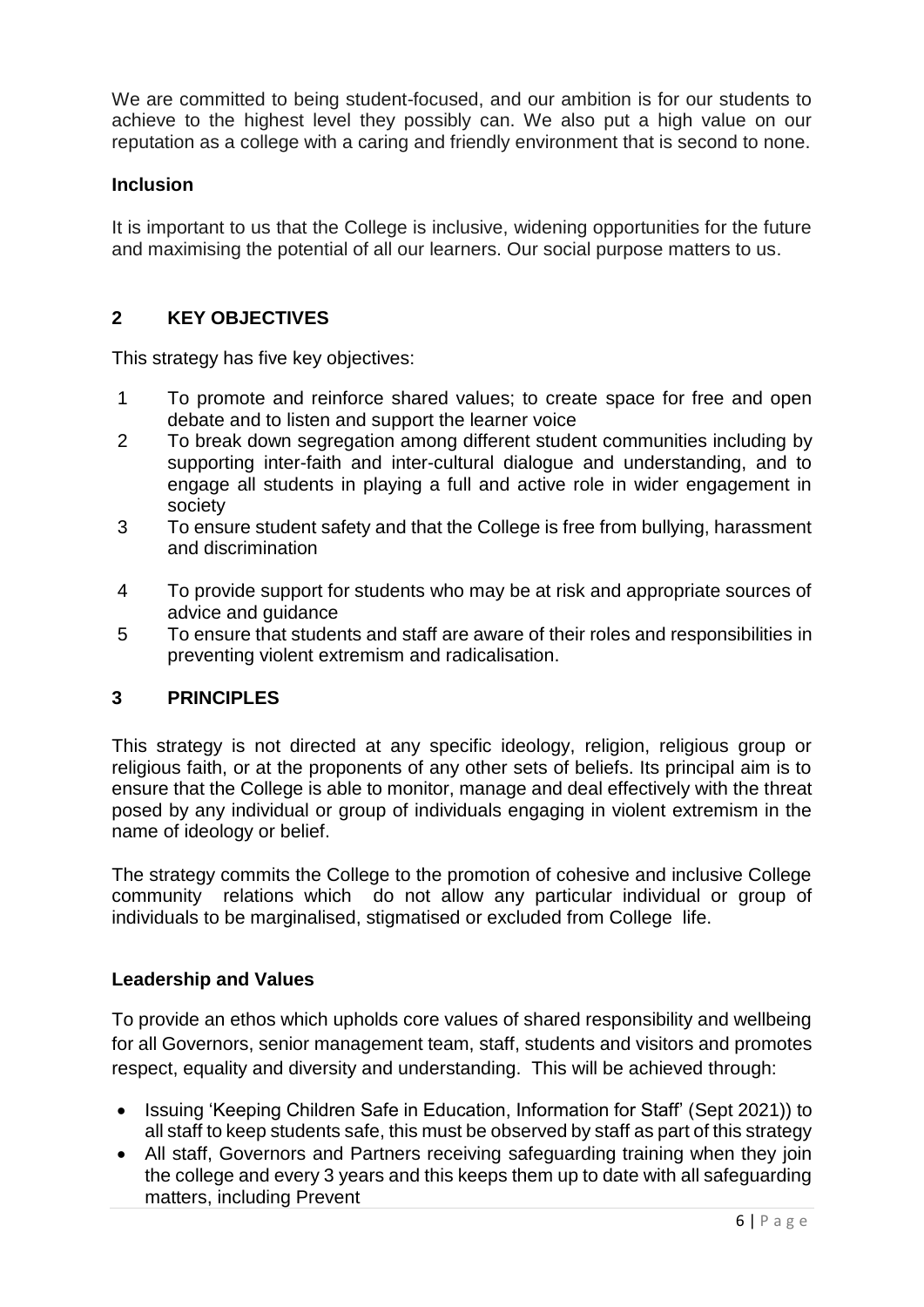We are committed to being student-focused, and our ambition is for our students to achieve to the highest level they possibly can. We also put a high value on our reputation as a college with a caring and friendly environment that is second to none.

**Inclusion**

It is important to us that the College is inclusive, widening opportunities for the future and maximising the potential of all our learners. Our social purpose matters to us.

## 2 KEY OBJECTIVES

This strategy has five key objectives:

1. To promote and reinforce shared values; to create space for free and open debate and to listen and support the learner voice
2. To break down segregation among different student communities including by supporting inter-faith and inter-cultural dialogue and understanding, and to engage all students in playing a full and active role in wider engagement in society
3. To ensure student safety and that the College is free from bullying, harassment and discrimination
4. To provide support for students who may be at risk and appropriate sources of advice and guidance
5. To ensure that students and staff are aware of their roles and responsibilities in preventing violent extremism and radicalisation.

## 3 PRINCIPLES

This strategy is not directed at any specific ideology, religion, religious group or religious faith, or at the proponents of any other sets of beliefs. Its principal aim is to ensure that the College is able to monitor, manage and deal effectively with the threat posed by any individual or group of individuals engaging in violent extremism in the name of ideology or belief.

The strategy commits the College to the promotion of cohesive and inclusive College community relations which do not allow any particular individual or group of individuals to be marginalised, stigmatised or excluded from College life.

**Leadership and Values**

To provide an ethos which upholds core values of shared responsibility and wellbeing for all Governors, senior management team, staff, students and visitors and promotes respect, equality and diversity and understanding. This will be achieved through:

- Issuing 'Keeping Children Safe in Education, Information for Staff' (Sept 2021)) to all staff to keep students safe, this must be observed by staff as part of this strategy
- All staff, Governors and Partners receiving safeguarding training when they join the college and every 3 years and this keeps them up to date with all safeguarding matters, including Prevent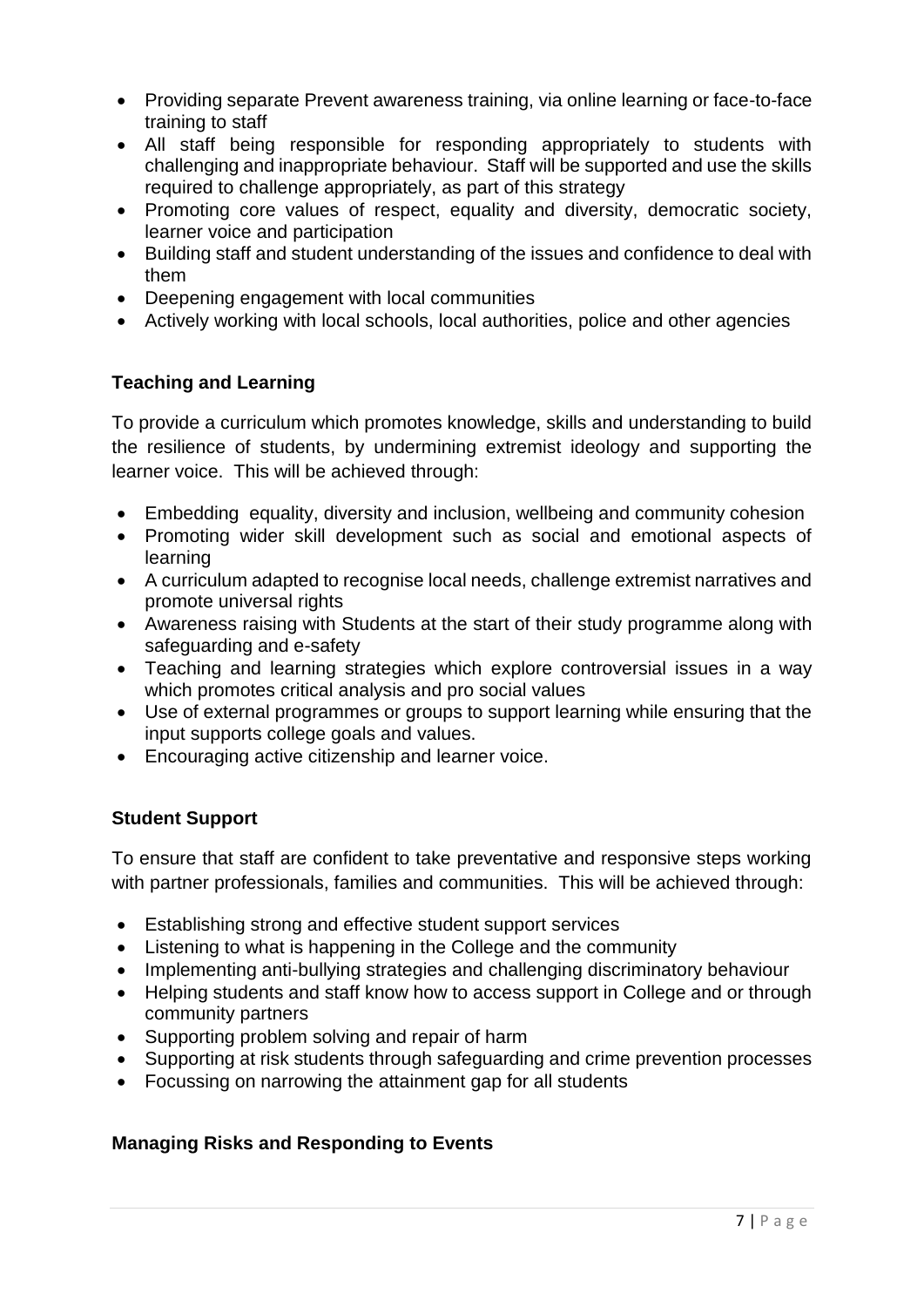- Providing separate Prevent awareness training, via online learning or face-to-face training to staff
- All staff being responsible for responding appropriately to students with challenging and inappropriate behaviour. Staff will be supported and use the skills required to challenge appropriately, as part of this strategy
- Promoting core values of respect, equality and diversity, democratic society, learner voice and participation
- Building staff and student understanding of the issues and confidence to deal with them
- Deepening engagement with local communities
- Actively working with local schools, local authorities, police and other agencies

**Teaching and Learning**

To provide a curriculum which promotes knowledge, skills and understanding to build the resilience of students, by undermining extremist ideology and supporting the learner voice. This will be achieved through:

- Embedding equality, diversity and inclusion, wellbeing and community cohesion
- Promoting wider skill development such as social and emotional aspects of learning
- A curriculum adapted to recognise local needs, challenge extremist narratives and promote universal rights
- Awareness raising with Students at the start of their study programme along with safeguarding and e-safety
- Teaching and learning strategies which explore controversial issues in a way which promotes critical analysis and pro social values
- Use of external programmes or groups to support learning while ensuring that the input supports college goals and values.
- Encouraging active citizenship and learner voice.

**Student Support**

To ensure that staff are confident to take preventative and responsive steps working with partner professionals, families and communities. This will be achieved through:

- Establishing strong and effective student support services
- Listening to what is happening in the College and the community
- Implementing anti-bullying strategies and challenging discriminatory behaviour
- Helping students and staff know how to access support in College and or through community partners
- Supporting problem solving and repair of harm
- Supporting at risk students through safeguarding and crime prevention processes
- Focussing on narrowing the attainment gap for all students

**Managing Risks and Responding to Events**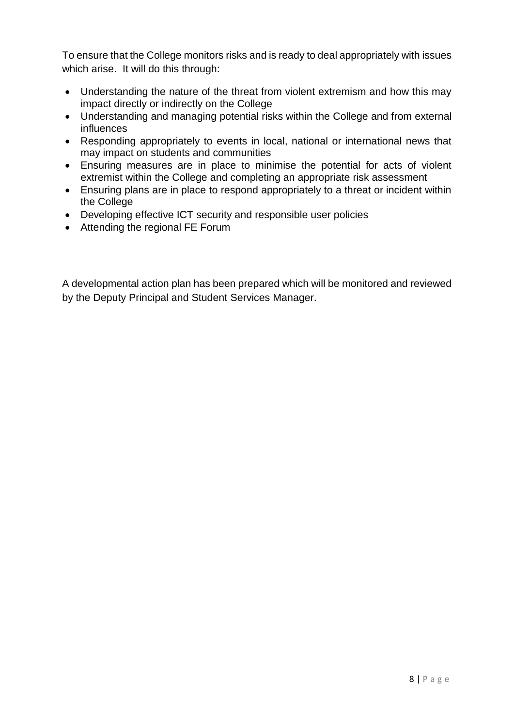To ensure that the College monitors risks and is ready to deal appropriately with issues which arise. It will do this through:

- Understanding the nature of the threat from violent extremism and how this may impact directly or indirectly on the College
- Understanding and managing potential risks within the College and from external influences
- Responding appropriately to events in local, national or international news that may impact on students and communities
- Ensuring measures are in place to minimise the potential for acts of violent extremist within the College and completing an appropriate risk assessment
- Ensuring plans are in place to respond appropriately to a threat or incident within the College
- Developing effective ICT security and responsible user policies
- Attending the regional FE Forum

A developmental action plan has been prepared which will be monitored and reviewed by the Deputy Principal and Student Services Manager.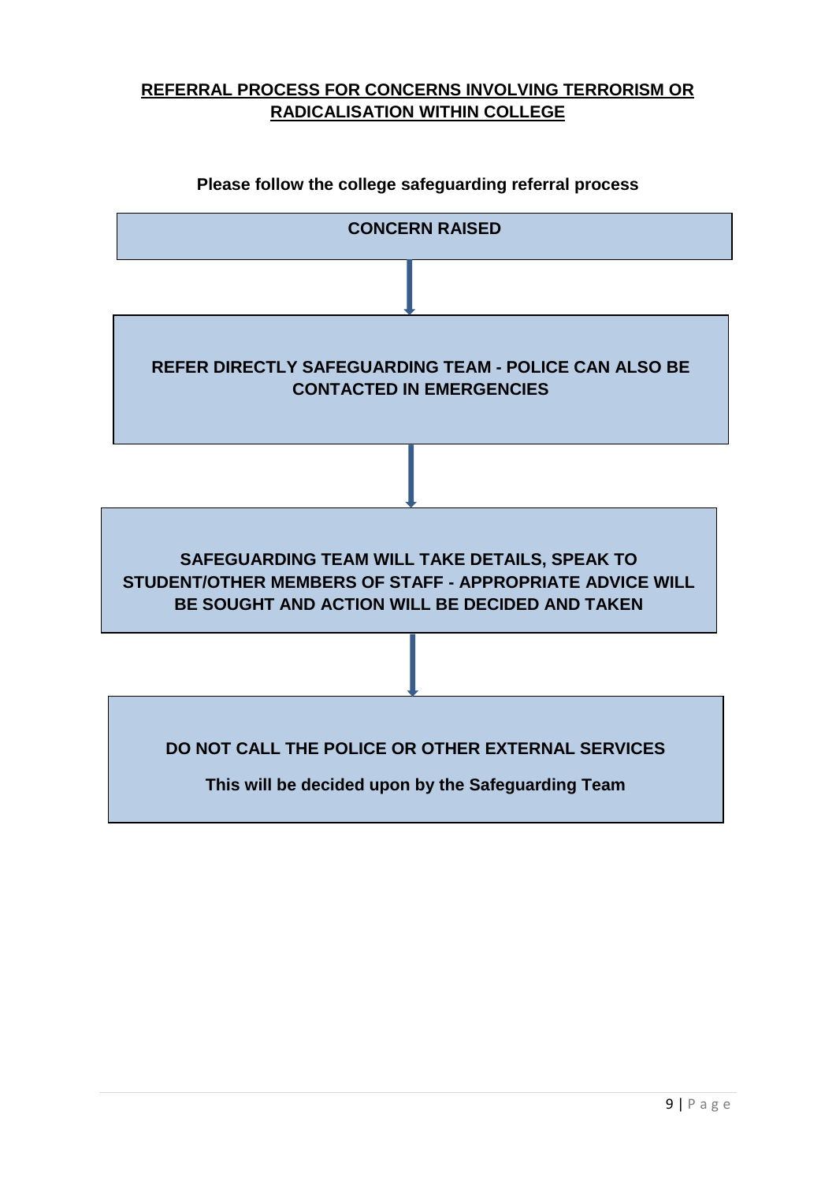## REFERRAL PROCESS FOR CONCERNS INVOLVING TERRORISM OR RADICALISATION WITHIN COLLEGE

**Please follow the college safeguarding referral process**

**CONCERN RAISED**

↓

**REFER DIRECTLY SAFEGUARDING TEAM - POLICE CAN ALSO BE CONTACTED IN EMERGENCIES**

↓

**SAFEGUARDING TEAM WILL TAKE DETAILS, SPEAK TO STUDENT/OTHER MEMBERS OF STAFF - APPROPRIATE ADVICE WILL BE SOUGHT AND ACTION WILL BE DECIDED AND TAKEN**

↓

**DO NOT CALL THE POLICE OR OTHER EXTERNAL SERVICES**

**This will be decided upon by the Safeguarding Team**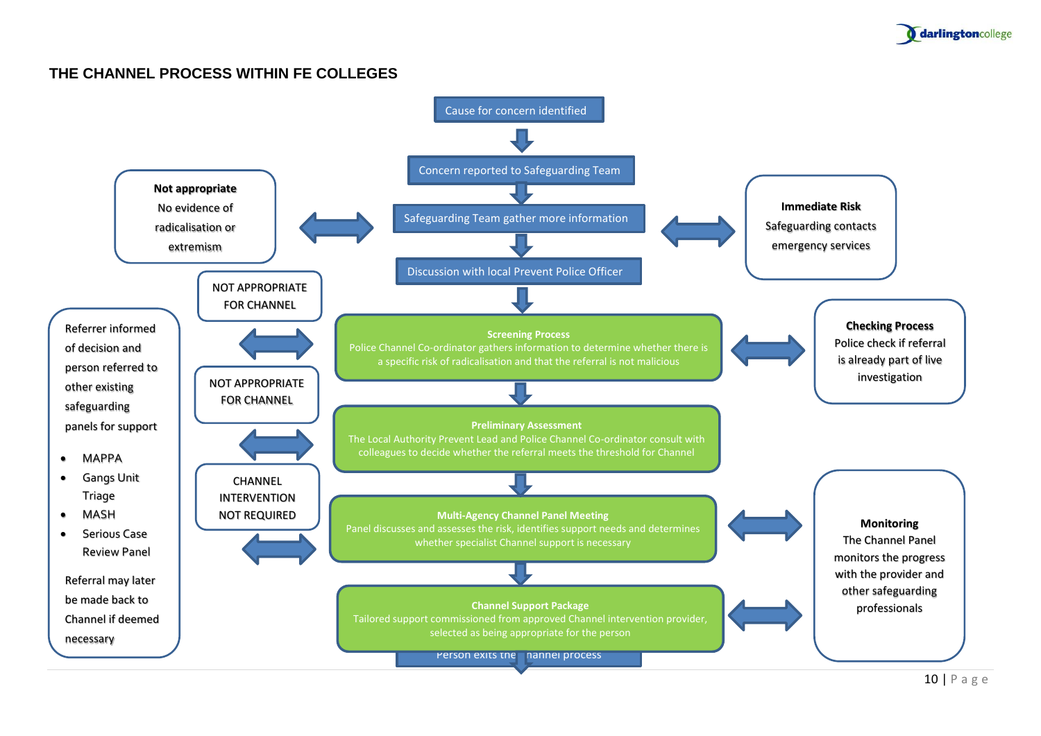## THE CHANNEL PROCESS WITHIN FE COLLEGES

Cause for concern identified

Concern reported to Safeguarding Team

Safeguarding Team gather more information

**Not appropriate**
No evidence of radicalisation or extremism

**Immediate Risk**
Safeguarding contacts emergency services

Discussion with local Prevent Police Officer

NOT APPROPRIATE FOR CHANNEL

**Screening Process**
Police Channel Co-ordinator gathers information to determine whether there is a specific risk of radicalisation and that the referral is not malicious

**Checking Process**
Police check if referral is already part of live investigation

NOT APPROPRIATE FOR CHANNEL

**Preliminary Assessment**
The Local Authority Prevent Lead and Police Channel Co-ordinator consult with colleagues to decide whether the referral meets the threshold for Channel

Referrer informed of decision and person referred to other existing safeguarding panels for support

- MAPPA
- Gangs Unit Triage
- MASH
- Serious Case Review Panel

Referral may later be made back to Channel if deemed necessary

CHANNEL INTERVENTION NOT REQUIRED

**Multi-Agency Channel Panel Meeting**
Panel discusses and assesses the risk, identifies support needs and determines whether specialist Channel support is necessary

**Monitoring**
The Channel Panel monitors the progress with the provider and other safeguarding professionals

**Channel Support Package**
Tailored support commissioned from approved Channel intervention provider, selected as being appropriate for the person

Person exits the Channel process